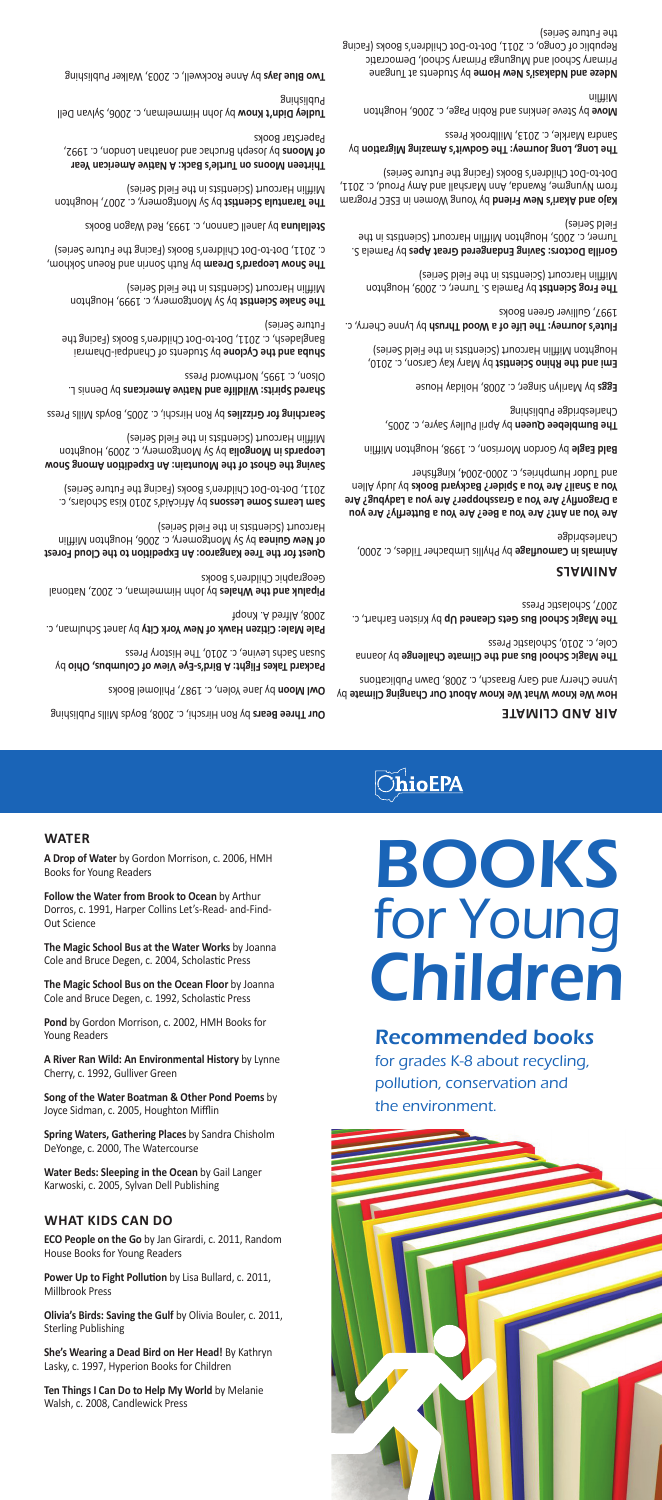# BOOKS for Young Children

## Recommended books

for grades K-8 about recycling, pollution, conservation and the environment.

## AIR AND CLIMATE

**How We Know What We Know About Our Changing Climate** by Lynne Cherry and Gary Braasch, c. 2008, Dawn Publications

**The Magic School Bus and the Climate Challenge** by Joanna Cole, c. 2010, Scholastic Press

**The Magic School Bus Gets Cleaned Up** by Kristen Earhart, c. 2007, Scholastic Press

## ANIMALS

**Animals in Camouflage** by Phyllis Limbacher Tildes, c. 2000, Charlesbridge

**Are You an Ant? Are You a Bee? Are You a Butterfly? Are you a Dragonfly? Are You a Grasshopper? Are you a Ladybug? Are You a Snail? Are You a Spider? Backyard Books** by Judy Allen and Tudor Humphries, c. 2000-2004, Kingfisher

**Bald Eagle** by Gordon Morrison, c. 1998, Houghton Mifflin

**The Bumblebee Queen** by April Pulley Sayre, c. 2005, Charlesbridge Publishing

**Eggs** by Marilyn Singer, c. 2008, Holiday House

**Emi and the Rhino Scientist** by Mary Kay Carson, c. 2010, Houghton Mifflin Harcourt (Scientists in the Field Series)

**Flute's Journey: The Life of a Wood Thrush** by Lynne Cherry, c. 1997, Gulliver Green Books

**The Frog Scientist** by Pamela S. Turner, c. 2009, Houghton Mifflin Harcourt (Scientists in the Field Series)

**Gorilla Doctors: Saving Endangered Great Apes** by Pamela S. Turner, c. 2005, Houghton Mifflin Harcourt (Scientists in the Field Series)

**Kajo and Akari's New Friend** by Young Women in ESEC Program from Nyungwe, Rwanda, Ann Marshall and Amy Proud, c. 2011, Dot-to-Dot Children's Books (Facing the Future Series)

**The Long, Long Journey: The Godwit's Amazing Migration** by Sandra Markle, c. 2013, Millbrook Press

**Move** by Steve Jenkins and Robin Page, c. 2006, Houghton Mifflin

**Ndeze and Ndakasi's New Home** by Students at Tungane Primary School and Mugunga Primary School, Democratic Republic of Congo, c. 2011, Dot-to-Dot Children's Books (Facing the Future Series)

**Our Three Bears** by Ron Hirschi, c. 2008, Boyds Mills Publishing

**Owl Moon** by Jane Yolen, c. 1987, Philomel Books

**Packard Takes Flight: A Bird's-Eye View of Columbus, Ohio** by Susan Sachs Levine, c. 2010, The History Press

**Pale Male: Citizen Hawk of New York City** by Janet Schulman, c. 2008, Alfred A. Knopf

**Pipiaik and the Whales** by John Himmelman, c. 2002, National Geographic Children's Books

**Quest for the Tree Kangaroo: An Expedition to the Cloud Forest of New Guinea** by Sy Montgomery, c. 2006, Houghton Mifflin Harcourt (Scientists in the Field Series)

**Sam Learns Some Lessons** by Africaid's 2010 Kisa Scholars, c. 2011, Dot-to-Dot Children's Books (Facing the Future Series)

**Saving the Ghost of the Mountain: An Expedition Among Snow Leopards in Mongolia** by Sy Montgomery, c. 2009, Houghton Mifflin Harcourt (Scientists in the Field Series)

**Searching for Grizzlies** by Ron Hirschi, c. 2005, Boyds Mills Press

**Shared Spirits: Wildlife and Native Americans** by Dennis L. Olson, c. 1995, Northword Press

**Shuba and the Cyclone** by Students of Chandpai-Dhamrai Bangladesh, c. 2011, Dot-to-Dot Children's Books (Facing the Future Series)

**The Snake Scientist** by Sy Montgomery, c. 1999, Houghton Mifflin Harcourt (Scientists in the Field Series)

**The Snow Leopard's Dream** by Ruth Sonrin and Roeun Sokhom, c. 2011, Dot-to-Dot Children's Books (Facing the Future Series)

**Stellaluna** by Janell Cannon, c. 1993, Red Wagon Books

**The Tarantula Scientist** by Sy Montgomery, c. 2007, Houghton Mifflin Harcourt (Scientists in the Field Series)

**Thirteen Moons on Turtle's Back: A Native American Year of Moons** by Joseph Bruchac and Jonathan London, c. 1992, PaperStar Books

**Tudley Didn't Know** by John Himmelman, c. 2006, Sylvan Dell Publishing

**Two Blue Jays** by Anne Rockwell, c. 2003, Walker Publishing

## WATER

**A Drop of Water** by Gordon Morrison, c. 2006, HMH Books for Young Readers

**Follow the Water from Brook to Ocean** by Arthur Dorros, c. 1991, Harper Collins Let's-Read- and-Find-Out Science

**The Magic School Bus at the Water Works** by Joanna Cole and Bruce Degen, c. 2004, Scholastic Press

**The Magic School Bus on the Ocean Floor** by Joanna Cole and Bruce Degen, c. 1992, Scholastic Press

**Pond** by Gordon Morrison, c. 2002, HMH Books for Young Readers

**A River Ran Wild: An Environmental History** by Lynne Cherry, c. 1992, Gulliver Green

**Song of the Water Boatman & Other Pond Poems** by Joyce Sidman, c. 2005, Houghton Mifflin

**Spring Waters, Gathering Places** by Sandra Chisholm DeYonge, c. 2000, The Watercourse

**Water Beds: Sleeping in the Ocean** by Gail Langer Karwoski, c. 2005, Sylvan Dell Publishing

## WHAT KIDS CAN DO

**ECO People on the Go** by Jan Girardi, c. 2011, Random House Books for Young Readers

**Power Up to Fight Pollution** by Lisa Bullard, c. 2011, Millbrook Press

**Olivia's Birds: Saving the Gulf** by Olivia Bouler, c. 2011, Sterling Publishing

**She's Wearing a Dead Bird on Her Head!** By Kathryn Lasky, c. 1997, Hyperion Books for Children

**Ten Things I Can Do to Help My World** by Melanie Walsh, c. 2008, Candlewick Press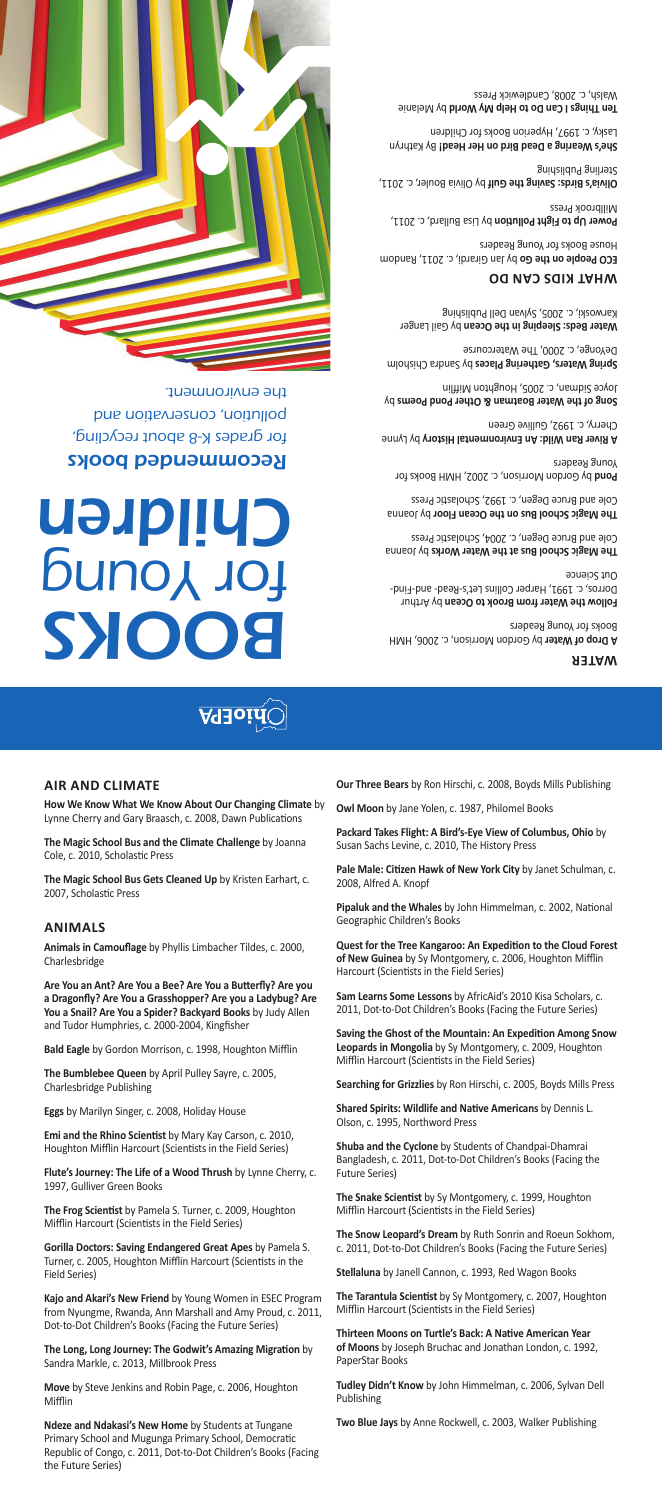# Books for Young Children

## Recommended books

for grades K-8 about recycling, pollution, conservation and the environment.

OhioEPA

### WATER

**A Drop of Water** by Gordon Morrison, c. 2006, HMH Books for Young Readers

**Follow the Water from Brook to Ocean** by Arthur Dorros, c. 1991, Harper Collins Let's-Read-and-Find-Out Science

**The Magic School Bus at the Water Works** by Joanna Cole and Bruce Degen, c. 2004, Scholastic Press

**The Magic School Bus on the Ocean Floor** by Joanna Cole and Bruce Degen, c. 1992, Scholastic Press

**Pond** by Gordon Morrison, c. 2002, HMH Books for Young Readers

**A River Ran Wild: An Environmental History** by Lynne Cherry, c. 1992, Gulliver Green

**Song of the Water Boatman & Other Pond Poems** by Joyce Sidman, c. 2005, Houghton Mifflin

**Spring Waters, Gathering Places** by Sandra Chisholm DeJonge, c. 2000, The Watercourse

**Water Beds: Sleeping in the Ocean** by Gail Langer Karwoski, c. 2005, Sylvan Dell Publishing

### WHAT KIDS CAN DO

**ECO People on the Go** by Jan Girardi, c. 2011, Random House Books for Young Readers

**Power Up to Fight Pollution** by Lisa Bullard, c. 2011, Millbrook Press

**Olivia's Birds: Saving the Gulf** by Olivia Bouler, c. 2011, Sterling Publishing

**She's Wearing a Dead Bird on Her Head!** by Kathryn Lasky, c. 1997, Hyperion Books for Children

**Ten Things I Can Do to Help My World** by Melanie Walsh, c. 2008, Candlewick Press

### AIR AND CLIMATE

**How We Know What We Know About Our Changing Climate** by Lynne Cherry and Gary Braasch, c. 2008, Dawn Publications

**The Magic School Bus and the Climate Challenge** by Joanna Cole, c. 2010, Scholastic Press

**The Magic School Bus Gets Cleaned Up** by Kristen Earhart, c. 2007, Scholastic Press

### ANIMALS

**Animals in Camouflage** by Phyllis Limbacher Tildes, c. 2000, Charlesbridge

**Are You an Ant? Are You a Bee? Are You a Butterfly? Are you a Dragonfly? Are You a Grasshopper? Are you a Ladybug? Are You a Snail? Are You a Spider? Backyard Books** by Judy Allen and Tudor Humphries, c. 2000-2004, Kingfisher

**Bald Eagle** by Gordon Morrison, c. 1998, Houghton Mifflin

**The Bumblebee Queen** by April Pulley Sayre, c. 2005, Charlesbridge Publishing

**Eggs** by Marilyn Singer, c. 2008, Holiday House

**Emi and the Rhino Scientist** by Mary Kay Carson, c. 2010, Houghton Mifflin Harcourt (Scientists in the Field Series)

**Flute's Journey: The Life of a Wood Thrush** by Lynne Cherry, c. 1997, Gulliver Green Books

**The Frog Scientist** by Pamela S. Turner, c. 2009, Houghton Mifflin Harcourt (Scientists in the Field Series)

**Gorilla Doctors: Saving Endangered Great Apes** by Pamela S. Turner, c. 2005, Houghton Mifflin Harcourt (Scientists in the Field Series)

**Kajo and Akari's New Friend** by Young Women in ESEC Program from Nyungme, Rwanda, Ann Marshall and Amy Proud, c. 2011, Dot-to-Dot Children's Books (Facing the Future Series)

**The Long, Long Journey: The Godwit's Amazing Migration** by Sandra Markle, c. 2013, Millbrook Press

**Move** by Steve Jenkins and Robin Page, c. 2006, Houghton Mifflin

**Ndeze and Ndakasi's New Home** by Students at Tungane Primary School and Mugunga Primary School, Democratic Republic of Congo, c. 2011, Dot-to-Dot Children's Books (Facing the Future Series)

**Our Three Bears** by Ron Hirschi, c. 2008, Boyds Mills Publishing

**Owl Moon** by Jane Yolen, c. 1987, Philomel Books

**Packard Takes Flight: A Bird's-Eye View of Columbus, Ohio** by Susan Sachs Levine, c. 2010, The History Press

**Pale Male: Citizen Hawk of New York City** by Janet Schulman, c. 2008, Alfred A. Knopf

**Pipaluk and the Whales** by John Himmelman, c. 2002, National Geographic Children's Books

**Quest for the Tree Kangaroo: An Expedition to the Cloud Forest of New Guinea** by Sy Montgomery, c. 2006, Houghton Mifflin Harcourt (Scientists in the Field Series)

**Sam Learns Some Lessons** by AfricAid's 2010 Kisa Scholars, c. 2011, Dot-to-Dot Children's Books (Facing the Future Series)

**Saving the Ghost of the Mountain: An Expedition Among Snow Leopards in Mongolia** by Sy Montgomery, c. 2009, Houghton Mifflin Harcourt (Scientists in the Field Series)

**Searching for Grizzlies** by Ron Hirschi, c. 2005, Boyds Mills Press

**Shared Spirits: Wildlife and Native Americans** by Dennis L. Olson, c. 1995, Northword Press

**Shuba and the Cyclone** by Students of Chandpai-Dhamrai Bangladesh, c. 2011, Dot-to-Dot Children's Books (Facing the Future Series)

**The Snake Scientist** by Sy Montgomery, c. 1999, Houghton Mifflin Harcourt (Scientists in the Field Series)

**The Snow Leopard's Dream** by Ruth Sonrin and Roeun Sokhom, c. 2011, Dot-to-Dot Children's Books (Facing the Future Series)

**Stellaluna** by Janell Cannon, c. 1993, Red Wagon Books

**The Tarantula Scientist** by Sy Montgomery, c. 2007, Houghton Mifflin Harcourt (Scientists in the Field Series)

**Thirteen Moons on Turtle's Back: A Native American Year of Moons** by Joseph Bruchac and Jonathan London, c. 1992, PaperStar Books

**Tudley Didn't Know** by John Himmelman, c. 2006, Sylvan Dell Publishing

**Two Blue Jays** by Anne Rockwell, c. 2003, Walker Publishing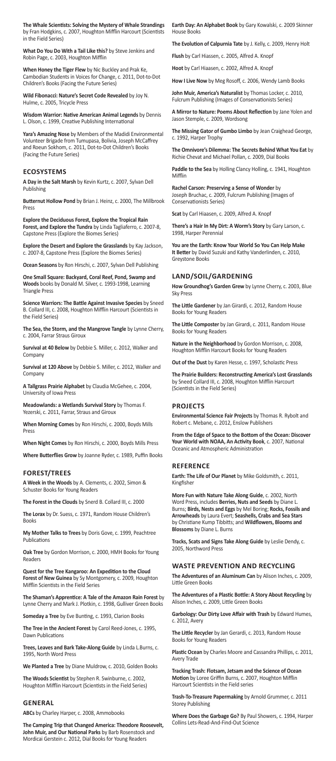**The Whale Scientists: Solving the Mystery of Whale Strandings** by Fran Hodgkins, c. 2007, Houghton Mifflin Harcourt (Scientists in the Field Series)

**What Do You Do With a Tail Like this?** by Steve Jenkins and Robin Page, c. 2003, Houghton Mifflin

**When Honey the Tiger Flew** by Nic Buckley and Prak Ke, Cambodian Students in Voices for Change, c. 2011, Dot-to-Dot Children's Books (Facing the Future Series)

**Wild Fibonacci: Nature's Secret Code Revealed** by Joy N. Hulme, c. 2005, Tricycle Press

**Wisdom Warrior: Native American Animal Legends** by Dennis L. Olson, c. 1999, Creative Publishing International

**Yara's Amazing Nose** by Members of the Madidi Environmental Volunteer Brigade from Tumupasa, Bolivia, Joseph McCaffrey and Roeun Sokhom, c. 2011, Dot-to-Dot Children's Books (Facing the Future Series)

## ECOSYSTEMS

**A Day in the Salt Marsh** by Kevin Kurtz, c. 2007, Sylvan Dell Publishing

**Butternut Hollow Pond** by Brian J. Heinz, c. 2000, The Millbrook Press

**Explore the Deciduous Forest, Explore the Tropical Rain Forest, and Explore the Tundra** by Linda Tagliaferro, c. 2007-8, Capstone Press (Explore the Biomes Series)

**Explore the Desert and Explore the Grasslands** by Kay Jackson, c. 2007-8, Capstone Press (Explore the Biomes Series)

**Ocean Seasons** by Ron Hirschi, c. 2007, Sylvan Dell Publishing

**One Small Square: Backyard, Coral Reef, Pond, Swamp and Woods** books by Donald M. Silver, c. 1993-1998, Learning Triangle Press

**Science Warriors: The Battle Against Invasive Species** by Sneed B. Collard III, c. 2008, Houghton Mifflin Harcourt (Scientists in the Field Series)

**The Sea, the Storm, and the Mangrove Tangle** by Lynne Cherry, c. 2004, Farrar Straus Giroux

**Survival at 40 Below** by Debbie S. Miller, c. 2012, Walker and Company

**Survival at 120 Above** by Debbie S. Miller, c. 2012, Walker and Company

**A Tallgrass Prairie Alphabet** by Claudia McGehee, c. 2004, University of Iowa Press

**Meadowlands: a Wetlands Survival Story** by Thomas F. Yezerski, c. 2011, Farrar, Straus and Giroux

**When Morning Comes** by Ron Hirschi, c. 2000, Boyds Mills Press

**When Night Comes** by Ron Hirschi, c. 2000, Boyds Mills Press

**Where Butterflies Grow** by Joanne Ryder, c. 1989, Puffin Books

## FOREST/TREES

**A Week in the Woods** by A. Clements, c. 2002, Simon & Schuster Books for Young Readers

**The Forest in the Clouds** by Snerd B. Collard III, c. 2000

**The Lorax** by Dr. Suess, c. 1971, Random House Children's Books

**My Mother Talks to Trees** by Doris Gove, c. 1999, Peachtree Publications

**Oak Tree** by Gordon Morrison, c. 2000, HMH Books for Young Readers

**Quest for the Tree Kangaroo: An Expedition to the Cloud Forest of New Guinea** by Sy Montgomery, c. 2009, Houghton Mifflin Scientists in the Field Series

**The Shaman's Apprentice: A Tale of the Amazon Rain Forest** by Lynne Cherry and Mark J. Plotkin, c. 1998, Gulliver Green Books

**Someday a Tree** by Eve Bunting, c. 1993, Clarion Books

**The Tree in the Ancient Forest** by Carol Reed-Jones, c. 1995, Dawn Publications

**Trees, Leaves and Bark Take-Along Guide** by Linda L.Burns, c. 1995, North Word Press

**We Planted a Tree** by Diane Muldrow, c. 2010, Golden Books

**The Woods Scientist** by Stephen R. Swinburne, c. 2002, Houghton Mifflin Harcourt (Scientists in the Field Series)

## GENERAL

**ABCs** by Charley Harper, c. 2008, Ammobooks

**The Camping Trip that Changed America: Theodore Roosevelt, John Muir, and Our National Parks** by Barb Rosenstock and Mordicai Gerstein c. 2012, Dial Books for Young Readers

**Earth Day: An Alphabet Book** by Gary Kowalski, c. 2009 Skinner House Books

**The Evolution of Calpurnia Tate** by J. Kelly, c. 2009, Henry Holt

**Flush** by Carl Hiassen, c. 2005, Alfred A. Knopf

**Hoot** by Carl Hiaasen, c. 2002, Alfred A. Knopf

**How I Live Now** by Meg Rosoff, c. 2006, Wendy Lamb Books

**John Muir, America's Naturalist** by Thomas Locker, c. 2010, Fulcrum Publishing (Images of Conservationists Series)

**A Mirror to Nature: Poems About Reflection** by Jane Yolen and Jason Stemple, c. 2009, Wordsong

**The Missing Gator of Gumbo Limbo** by Jean Craighead George, c. 1992, Harper Trophy

**The Omnivore's Dilemma: The Secrets Behind What You Eat** by Richie Chevat and Michael Pollan, c. 2009, Dial Books

**Paddle to the Sea** by Holling Clancy Holling, c. 1941, Houghton Mifflin

**Rachel Carson: Preserving a Sense of Wonder** by Joseph Bruchac, c. 2009, Fulcrum Publishing (Images of Conservationists Series)

**Scat** by Carl Hiaasen, c. 2009, Alfred A. Knopf

**There's a Hair In My Dirt: A Worm's Story** by Gary Larson, c. 1998, Harper Perennial

**You are the Earth: Know Your World So You Can Help Make It Better** by David Suzuki and Kathy Vanderlinden, c. 2010, Greystone Books

## LAND/SOIL/GARDENING

**How Groundhog's Garden Grew** by Lynne Cherry, c. 2003, Blue Sky Press

**The Little Gardener** by Jan Girardi, c. 2012, Random House Books for Young Readers

**The Little Composter** by Jan Girardi, c. 2011, Random House Books for Young Readers

**Nature in the Neighborhood** by Gordon Morrison, c. 2008, Houghton Mifflin Harcourt Books for Young Readers

**Out of the Dust** by Karen Hesse, c. 1997, Scholastic Press

**The Prairie Builders: Reconstructing America's Lost Grasslands** by Sneed Collard III, c. 2008, Houghton Mifflin Harcourt (Scientists in the Field Series)

## PROJECTS

**Environmental Science Fair Projects** by Thomas R. Rybolt and Robert c. Mebane, c. 2012, Enslow Publishers

**From the Edge of Space to the Bottom of the Ocean: Discover Your World with NOAA, An Activity Book**, c. 2007, National Oceanic and Atmospheric Administration

## REFERENCE

**Earth: The Life of Our Planet** by Mike Goldsmith, c. 2011, Kingfisher

**More Fun with Nature Take Along Guide**, c. 2002, North Word Press, includes **Berries, Nuts and Seeds** by Diane L. Burns; **Birds, Nests and Eggs** by Mel Boring; **Rocks, Fossils and Arrowheads** by Laura Evert; **Seashells, Crabs and Sea Stars** by Christiane Kump Tibbitts; and **Wildflowers, Blooms and Blossoms** by Diane L. Burns

**Tracks, Scats and Signs Take Along Guide** by Leslie Dendy, c. 2005, Northword Press

## WASTE PREVENTION AND RECYCLING

**The Adventures of an Aluminum Can** by Alison Inches, c. 2009, Little Green Books

**The Adventures of a Plastic Bottle: A Story About Recycling** by Alison Inches, c. 2009, Little Green Books

**Garbology: Our Dirty Love Affair with Trash** by Edward Humes, c. 2012, Avery

**The Little Recycler** by Jan Gerardi, c. 2013, Random House Books for Young Readers

**Plastic Ocean** by Charles Moore and Cassandra Phillips, c. 2011, Avery Trade

**Tracking Trash: Flotsam, Jetsam and the Science of Ocean Motion** by Loree Griffin Burns, c. 2007, Houghton Mifflin Harcourt Scientists in the Field series

**Trash-To-Treasure Papermaking** by Arnold Grummer, c. 2011 Storey Publishing

**Where Does the Garbage Go?** By Paul Showers, c. 1994, Harper Collins Lets-Read-And-Find-Out Science